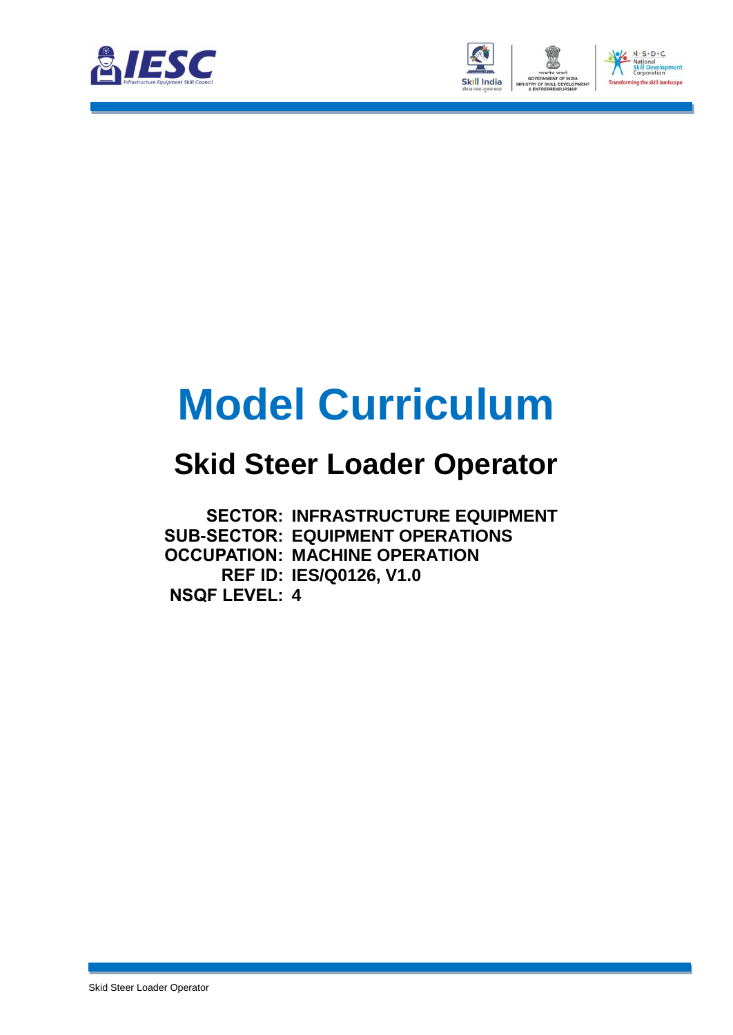# Model Curriculum

## Skid Steer Loader Operator

**SECTOR: INFRASTRUCTURE EQUIPMENT**
**SUB-SECTOR: EQUIPMENT OPERATIONS**
**OCCUPATION: MACHINE OPERATION**
**REF ID: IES/Q0126, V1.0**
**NSQF LEVEL: 4**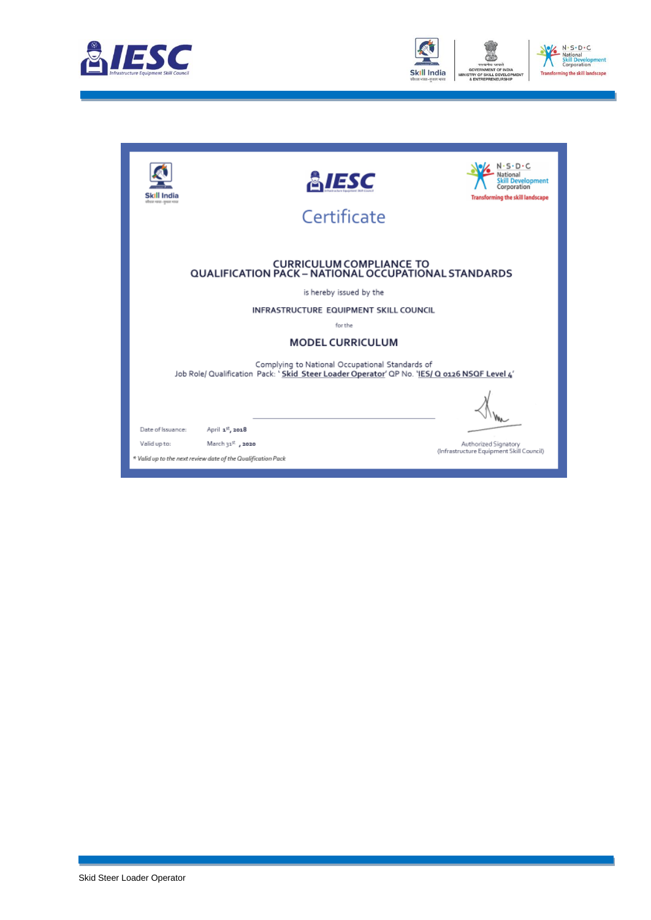# Certificate

## CURRICULUM COMPLIANCE TO QUALIFICATION PACK – NATIONAL OCCUPATIONAL STANDARDS

is hereby issued by the

**INFRASTRUCTURE EQUIPMENT SKILL COUNCIL**

for the

**MODEL CURRICULUM**

Complying to National Occupational Standards of
Job Role/ Qualification Pack: '**Skid Steer Loader Operator**' QP No. '**IES/ Q 0126 NSQF Level 4**'

Date of Issuance: April 1st, 2018

Valid up to: March 31st, 2020

*\* Valid up to the next review date of the Qualification Pack*

Authorized Signatory
(Infrastructure Equipment Skill Council)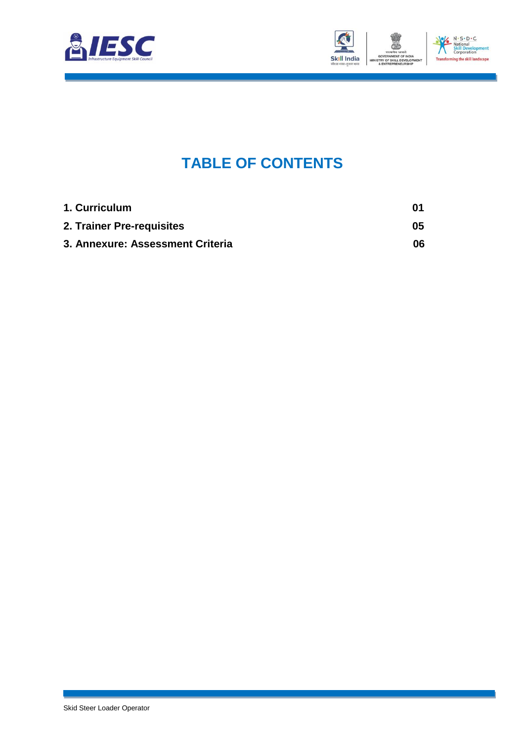# TABLE OF CONTENTS

| | |
|---|---|
| **1. Curriculum** | **01** |
| **2. Trainer Pre-requisites** | **05** |
| **3. Annexure: Assessment Criteria** | **06** |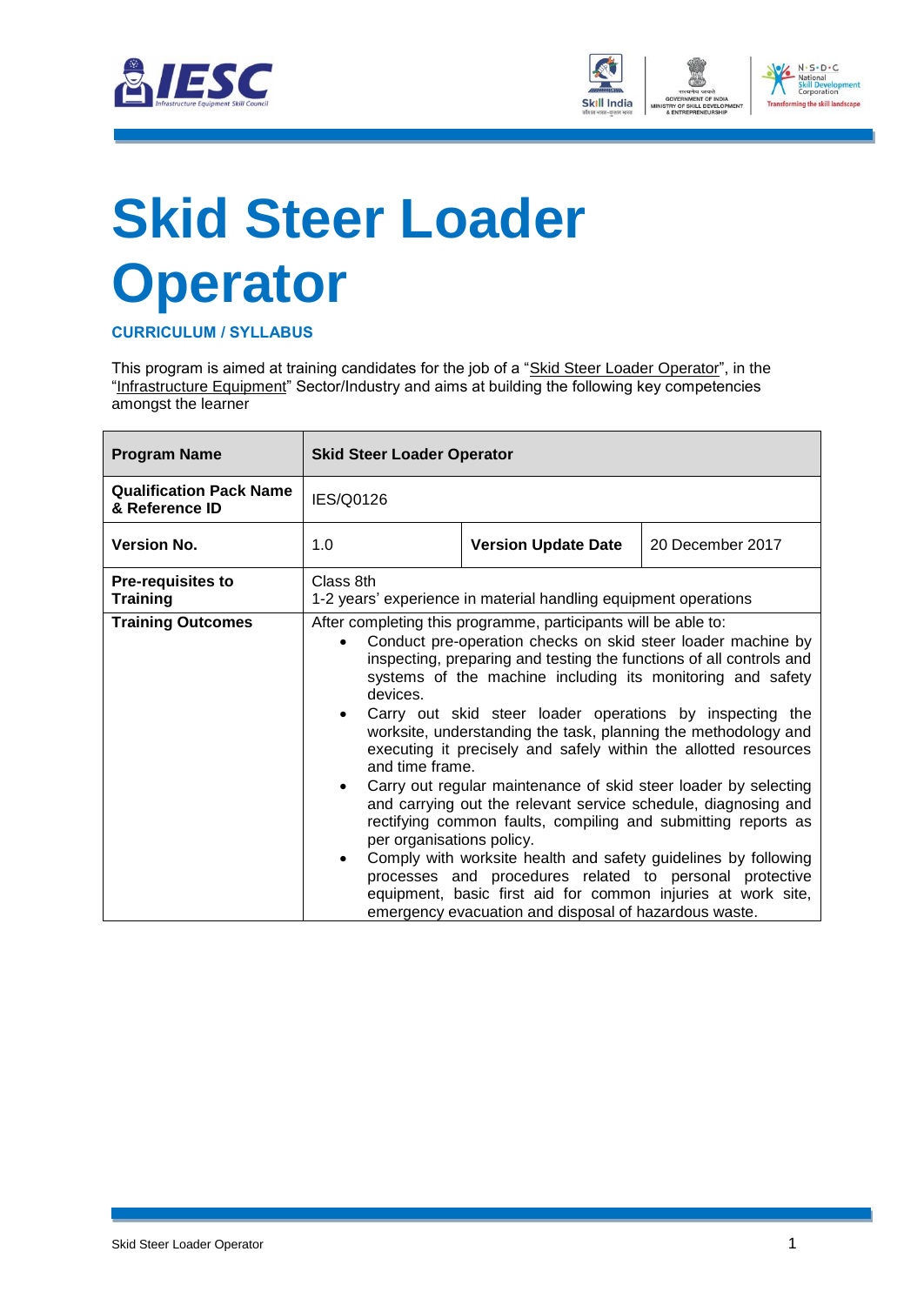# Skid Steer Loader Operator

### CURRICULUM / SYLLABUS

This program is aimed at training candidates for the job of a "Skid Steer Loader Operator", in the "Infrastructure Equipment" Sector/Industry and aims at building the following key competencies amongst the learner

| **Program Name** | **Skid Steer Loader Operator** | | |
|---|---|---|---|
| **Qualification Pack Name & Reference ID** | IES/Q0126 | | |
| **Version No.** | 1.0 | **Version Update Date** | 20 December 2017 |
| **Pre-requisites to Training** | Class 8th<br>1-2 years' experience in material handling equipment operations | | |
| **Training Outcomes** | After completing this programme, participants will be able to:<br>• Conduct pre-operation checks on skid steer loader machine by inspecting, preparing and testing the functions of all controls and systems of the machine including its monitoring and safety devices.<br>• Carry out skid steer loader operations by inspecting the worksite, understanding the task, planning the methodology and executing it precisely and safely within the allotted resources and time frame.<br>• Carry out regular maintenance of skid steer loader by selecting and carrying out the relevant service schedule, diagnosing and rectifying common faults, compiling and submitting reports as per organisations policy.<br>• Comply with worksite health and safety guidelines by following processes and procedures related to personal protective equipment, basic first aid for common injuries at work site, emergency evacuation and disposal of hazardous waste. | | |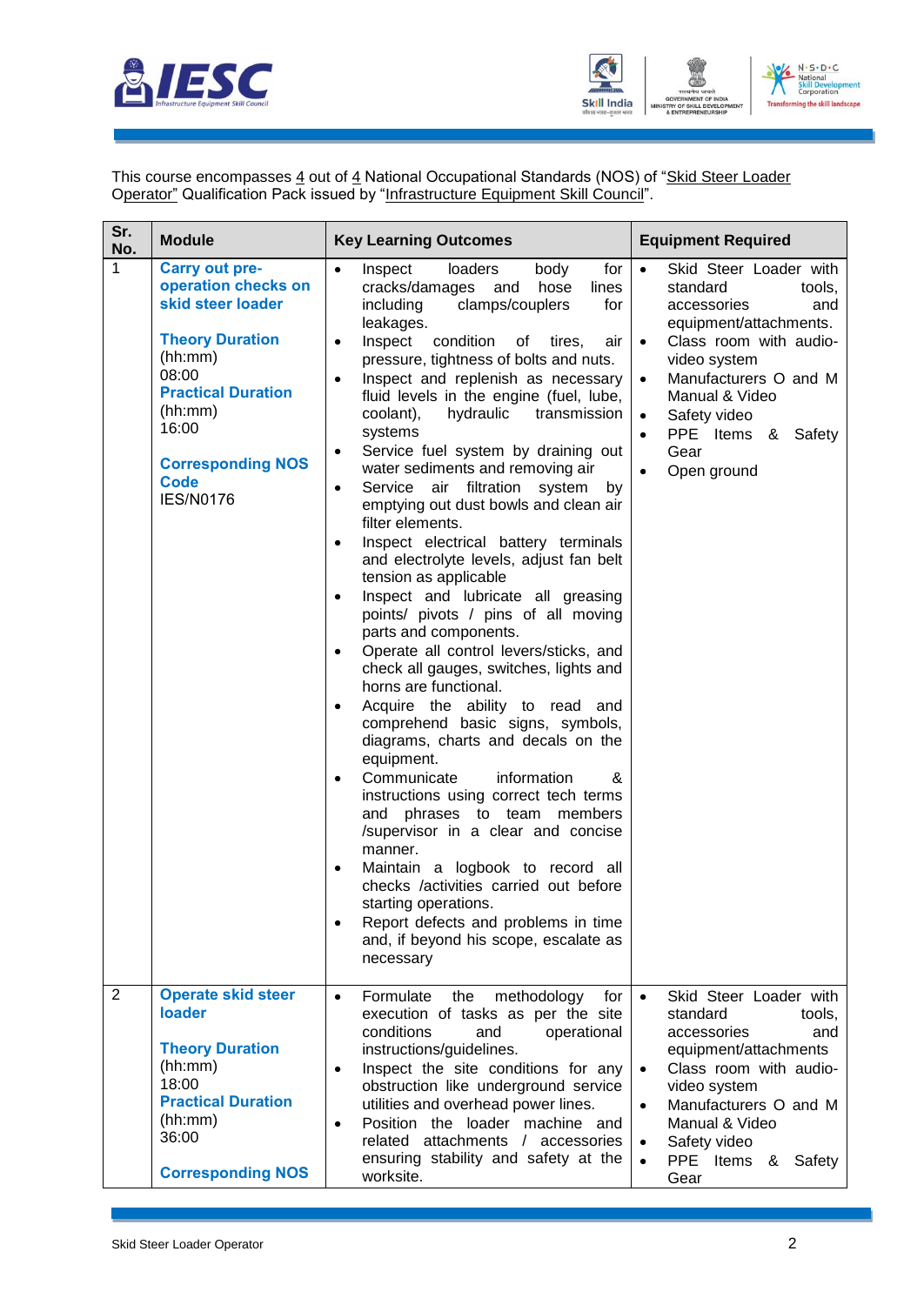This course encompasses 4 out of 4 National Occupational Standards (NOS) of "Skid Steer Loader Operator" Qualification Pack issued by "Infrastructure Equipment Skill Council".

| Sr. No. | Module | Key Learning Outcomes | Equipment Required |
|---|---|---|---|
| 1 | **Carry out pre-operation checks on skid steer loader**<br><br>**Theory Duration** (hh:mm)<br>08:00<br>**Practical Duration** (hh:mm)<br>16:00<br><br>**Corresponding NOS Code**<br>IES/N0176 | • Inspect loaders body for cracks/damages and hose lines including clamps/couplers for leakages.<br>• Inspect condition of tires, air pressure, tightness of bolts and nuts.<br>• Inspect and replenish as necessary fluid levels in the engine (fuel, lube, coolant), hydraulic transmission systems<br>• Service fuel system by draining out water sediments and removing air<br>• Service air filtration system by emptying out dust bowls and clean air filter elements.<br>• Inspect electrical battery terminals and electrolyte levels, adjust fan belt tension as applicable<br>• Inspect and lubricate all greasing points/ pivots / pins of all moving parts and components.<br>• Operate all control levers/sticks, and check all gauges, switches, lights and horns are functional.<br>• Acquire the ability to read and comprehend basic signs, symbols, diagrams, charts and decals on the equipment.<br>• Communicate information & instructions using correct tech terms and phrases to team members /supervisor in a clear and concise manner.<br>• Maintain a logbook to record all checks /activities carried out before starting operations.<br>• Report defects and problems in time and, if beyond his scope, escalate as necessary | • Skid Steer Loader with standard tools, accessories and equipment/attachments.<br>• Class room with audio-video system<br>• Manufacturers O and M Manual & Video<br>• Safety video<br>• PPE Items & Safety Gear<br>• Open ground |
| 2 | **Operate skid steer loader**<br><br>**Theory Duration** (hh:mm)<br>18:00<br>**Practical Duration** (hh:mm)<br>36:00<br><br>**Corresponding NOS** | • Formulate the methodology for execution of tasks as per the site conditions and operational instructions/guidelines.<br>• Inspect the site conditions for any obstruction like underground service utilities and overhead power lines.<br>• Position the loader machine and related attachments / accessories ensuring stability and safety at the worksite. | • Skid Steer Loader with standard tools, accessories and equipment/attachments<br>• Class room with audio-video system<br>• Manufacturers O and M Manual & Video<br>• Safety video<br>• PPE Items & Safety Gear |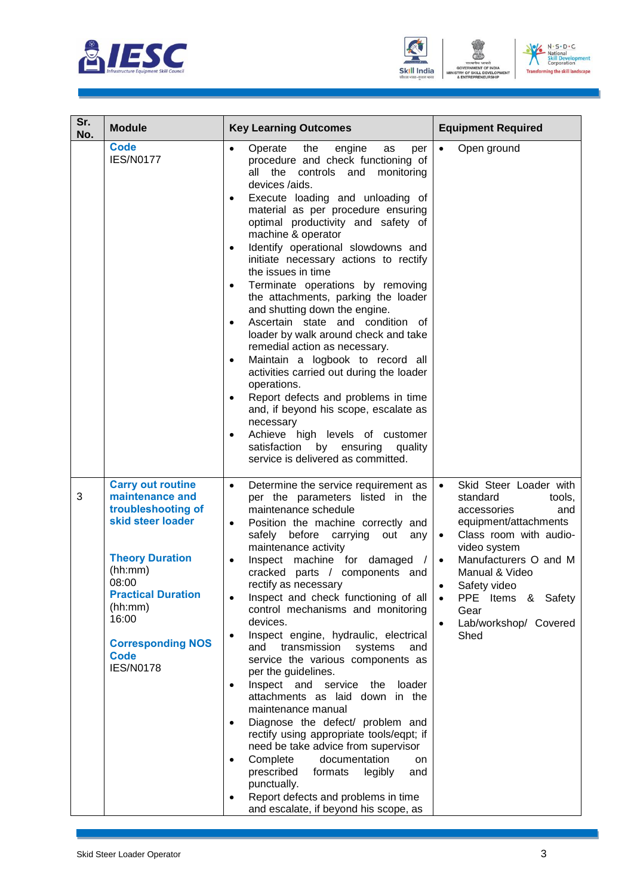| Sr. No. | Module | Key Learning Outcomes | Equipment Required |
|---|---|---|---|
| | **Code**<br>IES/N0177 | • Operate the engine as per procedure and check functioning of all the controls and monitoring devices /aids.<br>• Execute loading and unloading of material as per procedure ensuring optimal productivity and safety of machine & operator<br>• Identify operational slowdowns and initiate necessary actions to rectify the issues in time<br>• Terminate operations by removing the attachments, parking the loader and shutting down the engine.<br>• Ascertain state and condition of loader by walk around check and take remedial action as necessary.<br>• Maintain a logbook to record all activities carried out during the loader operations.<br>• Report defects and problems in time and, if beyond his scope, escalate as necessary<br>• Achieve high levels of customer satisfaction by ensuring quality service is delivered as committed. | • Open ground |
| 3 | **Carry out routine maintenance and troubleshooting of skid steer loader**<br><br>**Theory Duration**<br>(hh:mm)<br>08:00<br>**Practical Duration**<br>(hh:mm)<br>16:00<br><br>**Corresponding NOS Code**<br>IES/N0178 | • Determine the service requirement as per the parameters listed in the maintenance schedule<br>• Position the machine correctly and safely before carrying out any maintenance activity<br>• Inspect machine for damaged / cracked parts / components and rectify as necessary<br>• Inspect and check functioning of all control mechanisms and monitoring devices.<br>• Inspect engine, hydraulic, electrical and transmission systems and service the various components as per the guidelines.<br>• Inspect and service the loader attachments as laid down in the maintenance manual<br>• Diagnose the defect/ problem and rectify using appropriate tools/eqpt; if need be take advice from supervisor<br>• Complete documentation on prescribed formats legibly and punctually.<br>• Report defects and problems in time and escalate, if beyond his scope, as | • Skid Steer Loader with standard tools, accessories and equipment/attachments<br>• Class room with audio-video system<br>• Manufacturers O and M Manual & Video<br>• Safety video<br>• PPE Items & Safety Gear<br>• Lab/workshop/ Covered Shed |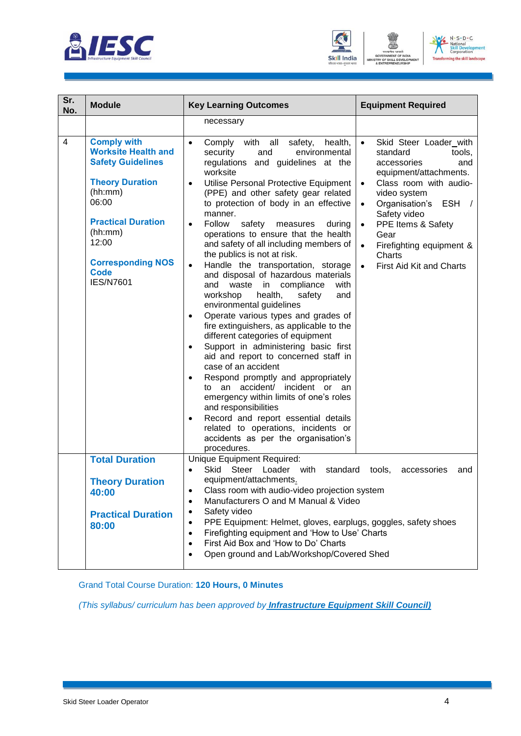| Sr. No. | Module | Key Learning Outcomes | Equipment Required |
|---|---|---|---|
| | | necessary | |
| 4 | **Comply with Worksite Health and Safety Guidelines**<br><br>**Theory Duration** (hh:mm)<br>06:00<br><br>**Practical Duration** (hh:mm)<br>12:00<br><br>**Corresponding NOS Code**<br>IES/N7601 | • Comply with all safety, health, security and environmental regulations and guidelines at the worksite<br>• Utilise Personal Protective Equipment (PPE) and other safety gear related to protection of body in an effective manner.<br>• Follow safety measures during operations to ensure that the health and safety of all including members of the publics is not at risk.<br>• Handle the transportation, storage and disposal of hazardous materials and waste in compliance with workshop health, safety and environmental guidelines<br>• Operate various types and grades of fire extinguishers, as applicable to the different categories of equipment<br>• Support in administering basic first aid and report to concerned staff in case of an accident<br>• Respond promptly and appropriately to an accident/ incident or an emergency within limits of one's roles and responsibilities<br>• Record and report essential details related to operations, incidents or accidents as per the organisation's procedures. | • Skid Steer Loader with standard tools, accessories and equipment/attachments.<br>• Class room with audio-video system<br>• Organisation's ESH / Safety video<br>• PPE Items & Safety Gear<br>• Firefighting equipment & Charts<br>• First Aid Kit and Charts |
| | **Total Duration**<br><br>**Theory Duration**<br>**40:00**<br><br>**Practical Duration**<br>**80:00** | Unique Equipment Required:<br>• Skid Steer Loader with standard tools, accessories and equipment/attachments.<br>• Class room with audio-video projection system<br>• Manufacturers O and M Manual & Video<br>• Safety video<br>• PPE Equipment: Helmet, gloves, earplugs, goggles, safety shoes<br>• Firefighting equipment and 'How to Use' Charts<br>• First Aid Box and 'How to Do' Charts<br>• Open ground and Lab/Workshop/Covered Shed | |

Grand Total Course Duration: **120 Hours, 0 Minutes**

*(This syllabus/ curriculum has been approved by **Infrastructure Equipment Skill Council)***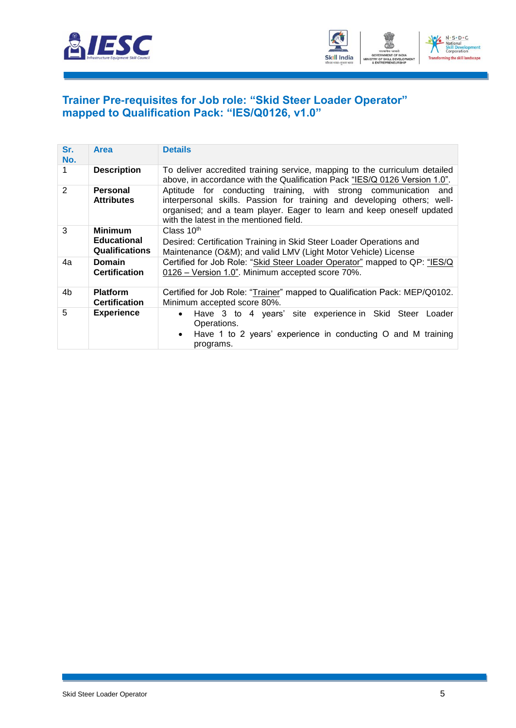## Trainer Pre-requisites for Job role: "Skid Steer Loader Operator" mapped to Qualification Pack: "IES/Q0126, v1.0"

| Sr. No. | Area | Details |
|---|---|---|
| 1 | **Description** | To deliver accredited training service, mapping to the curriculum detailed above, in accordance with the Qualification Pack "IES/Q 0126 Version 1.0". |
| 2 | **Personal Attributes** | Aptitude for conducting training, with strong communication and interpersonal skills. Passion for training and developing others; well-organised; and a team player. Eager to learn and keep oneself updated with the latest in the mentioned field. |
| 3 | **Minimum Educational Qualifications** | Class 10th<br>Desired: Certification Training in Skid Steer Loader Operations and Maintenance (O&M); and valid LMV (Light Motor Vehicle) License |
| 4a | **Domain Certification** | Certified for Job Role: "Skid Steer Loader Operator" mapped to QP: "IES/Q 0126 – Version 1.0". Minimum accepted score 70%. |
| 4b | **Platform Certification** | Certified for Job Role: "Trainer" mapped to Qualification Pack: MEP/Q0102. Minimum accepted score 80%. |
| 5 | **Experience** | • Have 3 to 4 years' site experience in Skid Steer Loader Operations.<br>• Have 1 to 2 years' experience in conducting O and M training programs. |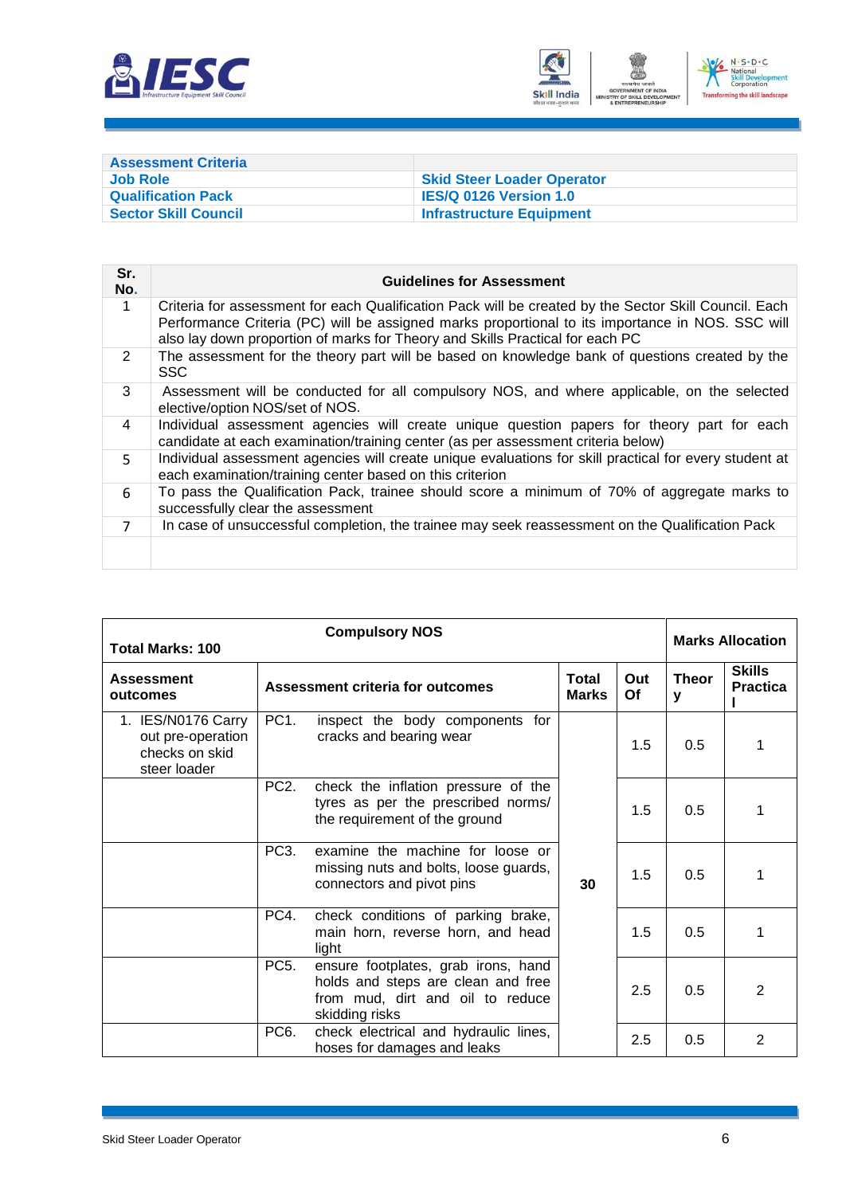| Assessment Criteria | |
|---|---|
| Job Role | Skid Steer Loader Operator |
| Qualification Pack | IES/Q 0126 Version 1.0 |
| Sector Skill Council | Infrastructure Equipment |

| Sr. No. | Guidelines for Assessment |
|---|---|
| 1 | Criteria for assessment for each Qualification Pack will be created by the Sector Skill Council. Each Performance Criteria (PC) will be assigned marks proportional to its importance in NOS. SSC will also lay down proportion of marks for Theory and Skills Practical for each PC |
| 2 | The assessment for the theory part will be based on knowledge bank of questions created by the SSC |
| 3 | Assessment will be conducted for all compulsory NOS, and where applicable, on the selected elective/option NOS/set of NOS. |
| 4 | Individual assessment agencies will create unique question papers for theory part for each candidate at each examination/training center (as per assessment criteria below) |
| 5 | Individual assessment agencies will create unique evaluations for skill practical for every student at each examination/training center based on this criterion |
| 6 | To pass the Qualification Pack, trainee should score a minimum of 70% of aggregate marks to successfully clear the assessment |
| 7 | In case of unsuccessful completion, the trainee may seek reassessment on the Qualification Pack |
| | |

| Total Marks: 100 | Compulsory NOS | | | Marks Allocation | |
|---|---|---|---|---|---|
| Assessment outcomes | Assessment criteria for outcomes | Total Marks | Out Of | Theory | Skills Practical |
| 1. IES/N0176 Carry out pre-operation checks on skid steer loader | PC1. inspect the body components for cracks and bearing wear | 30 | 1.5 | 0.5 | 1 |
| | PC2. check the inflation pressure of the tyres as per the prescribed norms/ the requirement of the ground | | 1.5 | 0.5 | 1 |
| | PC3. examine the machine for loose or missing nuts and bolts, loose guards, connectors and pivot pins | | 1.5 | 0.5 | 1 |
| | PC4. check conditions of parking brake, main horn, reverse horn, and head light | | 1.5 | 0.5 | 1 |
| | PC5. ensure footplates, grab irons, hand holds and steps are clean and free from mud, dirt and oil to reduce skidding risks | | 2.5 | 0.5 | 2 |
| | PC6. check electrical and hydraulic lines, hoses for damages and leaks | | 2.5 | 0.5 | 2 |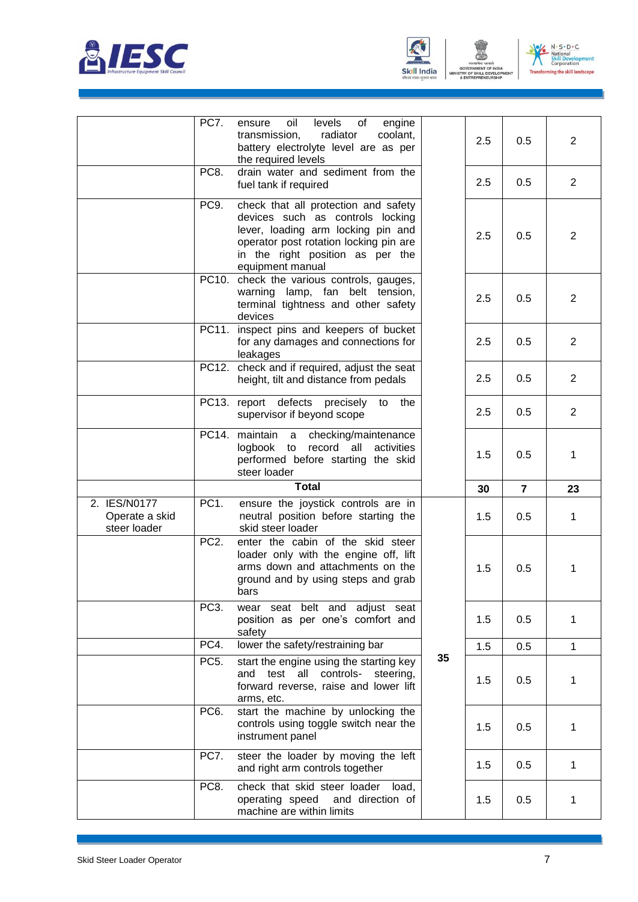| | | | | | |
|---|---|---|---|---|---|
| | PC7. ensure oil levels of engine transmission, radiator coolant, battery electrolyte level are as per the required levels | | 2.5 | 0.5 | 2 |
| | PC8. drain water and sediment from the fuel tank if required | | 2.5 | 0.5 | 2 |
| | PC9. check that all protection and safety devices such as controls locking lever, loading arm locking pin and operator post rotation locking pin are in the right position as per the equipment manual | | 2.5 | 0.5 | 2 |
| | PC10. check the various controls, gauges, warning lamp, fan belt tension, terminal tightness and other safety devices | | 2.5 | 0.5 | 2 |
| | PC11. inspect pins and keepers of bucket for any damages and connections for leakages | | 2.5 | 0.5 | 2 |
| | PC12. check and if required, adjust the seat height, tilt and distance from pedals | | 2.5 | 0.5 | 2 |
| | PC13. report defects precisely to the supervisor if beyond scope | | 2.5 | 0.5 | 2 |
| | PC14. maintain a checking/maintenance logbook to record all activities performed before starting the skid steer loader | | 1.5 | 0.5 | 1 |
| | **Total** | | **30** | **7** | **23** |
| 2. IES/N0177 Operate a skid steer loader | PC1. ensure the joystick controls are in neutral position before starting the skid steer loader | 35 | 1.5 | 0.5 | 1 |
| | PC2. enter the cabin of the skid steer loader only with the engine off, lift arms down and attachments on the ground and by using steps and grab bars | | 1.5 | 0.5 | 1 |
| | PC3. wear seat belt and adjust seat position as per one's comfort and safety | | 1.5 | 0.5 | 1 |
| | PC4. lower the safety/restraining bar | | 1.5 | 0.5 | 1 |
| | PC5. start the engine using the starting key and test all controls- steering, forward reverse, raise and lower lift arms, etc. | | 1.5 | 0.5 | 1 |
| | PC6. start the machine by unlocking the controls using toggle switch near the instrument panel | | 1.5 | 0.5 | 1 |
| | PC7. steer the loader by moving the left and right arm controls together | | 1.5 | 0.5 | 1 |
| | PC8. check that skid steer loader load, operating speed and direction of machine are within limits | | 1.5 | 0.5 | 1 |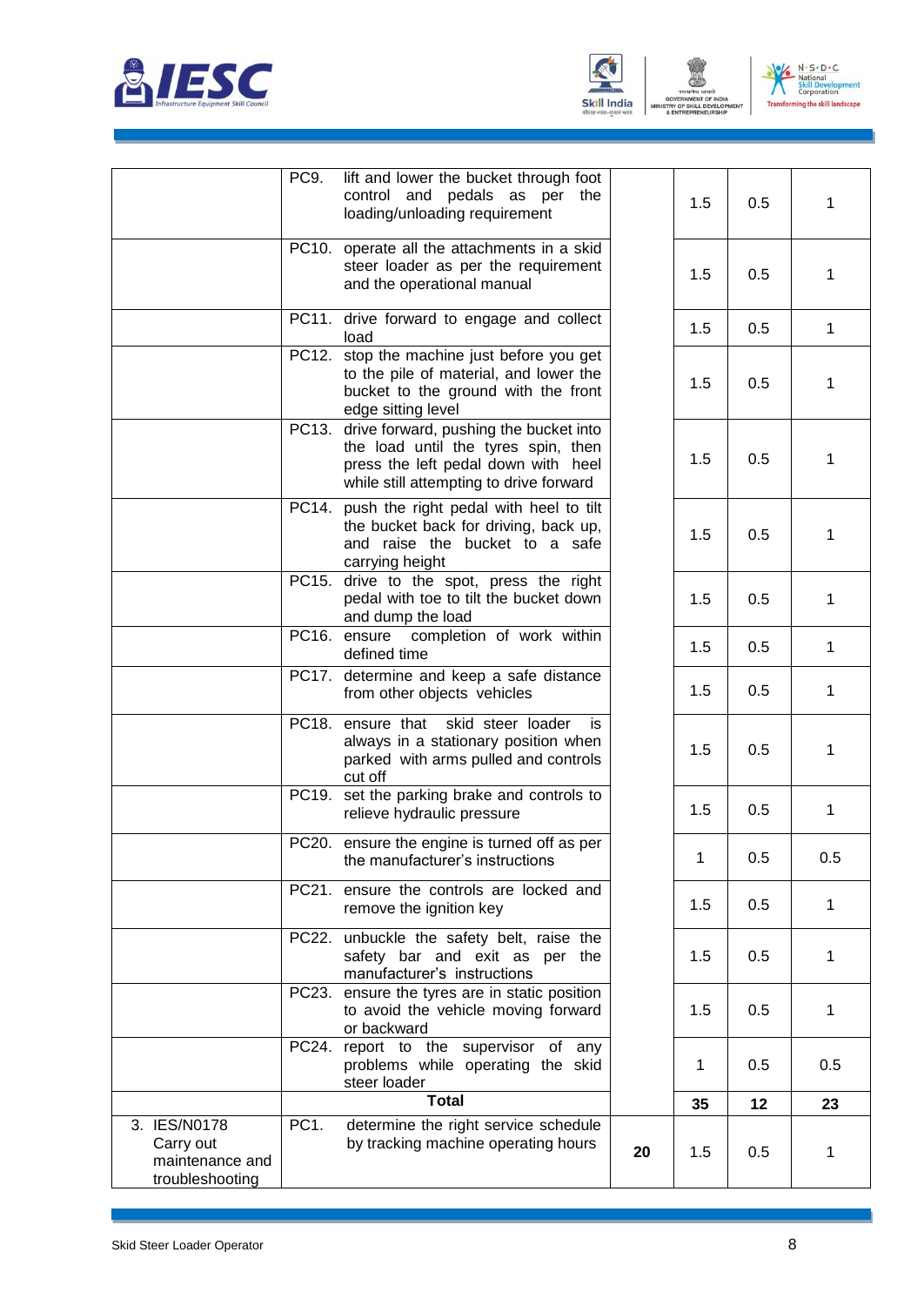| | | | | | |
|---|---|---|---|---|---|
| | PC9. lift and lower the bucket through foot control and pedals as per the loading/unloading requirement | | 1.5 | 0.5 | 1 |
| | PC10. operate all the attachments in a skid steer loader as per the requirement and the operational manual | | 1.5 | 0.5 | 1 |
| | PC11. drive forward to engage and collect load | | 1.5 | 0.5 | 1 |
| | PC12. stop the machine just before you get to the pile of material, and lower the bucket to the ground with the front edge sitting level | | 1.5 | 0.5 | 1 |
| | PC13. drive forward, pushing the bucket into the load until the tyres spin, then press the left pedal down with heel while still attempting to drive forward | | 1.5 | 0.5 | 1 |
| | PC14. push the right pedal with heel to tilt the bucket back for driving, back up, and raise the bucket to a safe carrying height | | 1.5 | 0.5 | 1 |
| | PC15. drive to the spot, press the right pedal with toe to tilt the bucket down and dump the load | | 1.5 | 0.5 | 1 |
| | PC16. ensure completion of work within defined time | | 1.5 | 0.5 | 1 |
| | PC17. determine and keep a safe distance from other objects vehicles | | 1.5 | 0.5 | 1 |
| | PC18. ensure that skid steer loader is always in a stationary position when parked with arms pulled and controls cut off | | 1.5 | 0.5 | 1 |
| | PC19. set the parking brake and controls to relieve hydraulic pressure | | 1.5 | 0.5 | 1 |
| | PC20. ensure the engine is turned off as per the manufacturer's instructions | | 1 | 0.5 | 0.5 |
| | PC21. ensure the controls are locked and remove the ignition key | | 1.5 | 0.5 | 1 |
| | PC22. unbuckle the safety belt, raise the safety bar and exit as per the manufacturer's instructions | | 1.5 | 0.5 | 1 |
| | PC23. ensure the tyres are in static position to avoid the vehicle moving forward or backward | | 1.5 | 0.5 | 1 |
| | PC24. report to the supervisor of any problems while operating the skid steer loader | | 1 | 0.5 | 0.5 |
| | **Total** | | **35** | **12** | **23** |
| 3. IES/N0178 Carry out maintenance and troubleshooting | PC1. determine the right service schedule by tracking machine operating hours | **20** | 1.5 | 0.5 | 1 |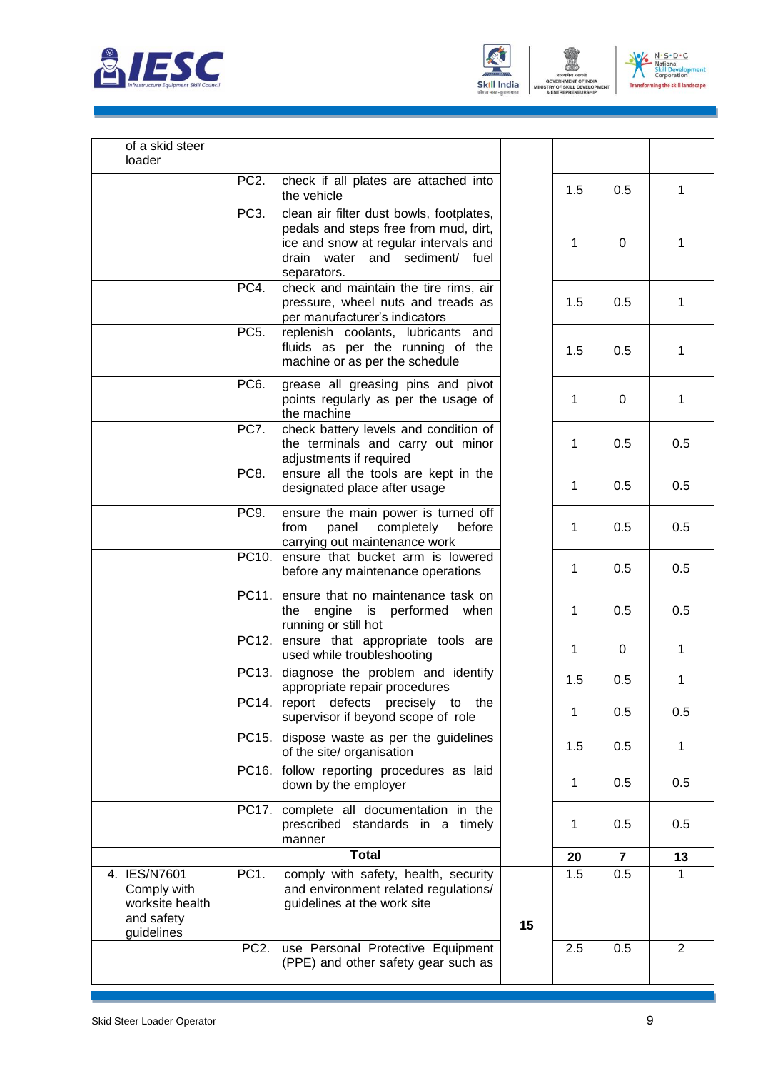| | | | | | |
|---|---|---|---|---|---|
| of a skid steer loader | | | | | |
| | PC2. check if all plates are attached into the vehicle | | 1.5 | 0.5 | 1 |
| | PC3. clean air filter dust bowls, footplates, pedals and steps free from mud, dirt, ice and snow at regular intervals and drain water and sediment/ fuel separators. | | 1 | 0 | 1 |
| | PC4. check and maintain the tire rims, air pressure, wheel nuts and treads as per manufacturer's indicators | | 1.5 | 0.5 | 1 |
| | PC5. replenish coolants, lubricants and fluids as per the running of the machine or as per the schedule | | 1.5 | 0.5 | 1 |
| | PC6. grease all greasing pins and pivot points regularly as per the usage of the machine | | 1 | 0 | 1 |
| | PC7. check battery levels and condition of the terminals and carry out minor adjustments if required | | 1 | 0.5 | 0.5 |
| | PC8. ensure all the tools are kept in the designated place after usage | | 1 | 0.5 | 0.5 |
| | PC9. ensure the main power is turned off from panel completely before carrying out maintenance work | | 1 | 0.5 | 0.5 |
| | PC10. ensure that bucket arm is lowered before any maintenance operations | | 1 | 0.5 | 0.5 |
| | PC11. ensure that no maintenance task on the engine is performed when running or still hot | | 1 | 0.5 | 0.5 |
| | PC12. ensure that appropriate tools are used while troubleshooting | | 1 | 0 | 1 |
| | PC13. diagnose the problem and identify appropriate repair procedures | | 1.5 | 0.5 | 1 |
| | PC14. report defects precisely to the supervisor if beyond scope of role | | 1 | 0.5 | 0.5 |
| | PC15. dispose waste as per the guidelines of the site/ organisation | | 1.5 | 0.5 | 1 |
| | PC16. follow reporting procedures as laid down by the employer | | 1 | 0.5 | 0.5 |
| | PC17. complete all documentation in the prescribed standards in a timely manner | | 1 | 0.5 | 0.5 |
| | **Total** | | **20** | **7** | **13** |
| 4. IES/N7601 Comply with worksite health and safety guidelines | PC1. comply with safety, health, security and environment related regulations/ guidelines at the work site | **15** | 1.5 | 0.5 | 1 |
| | PC2. use Personal Protective Equipment (PPE) and other safety gear such as | | 2.5 | 0.5 | 2 |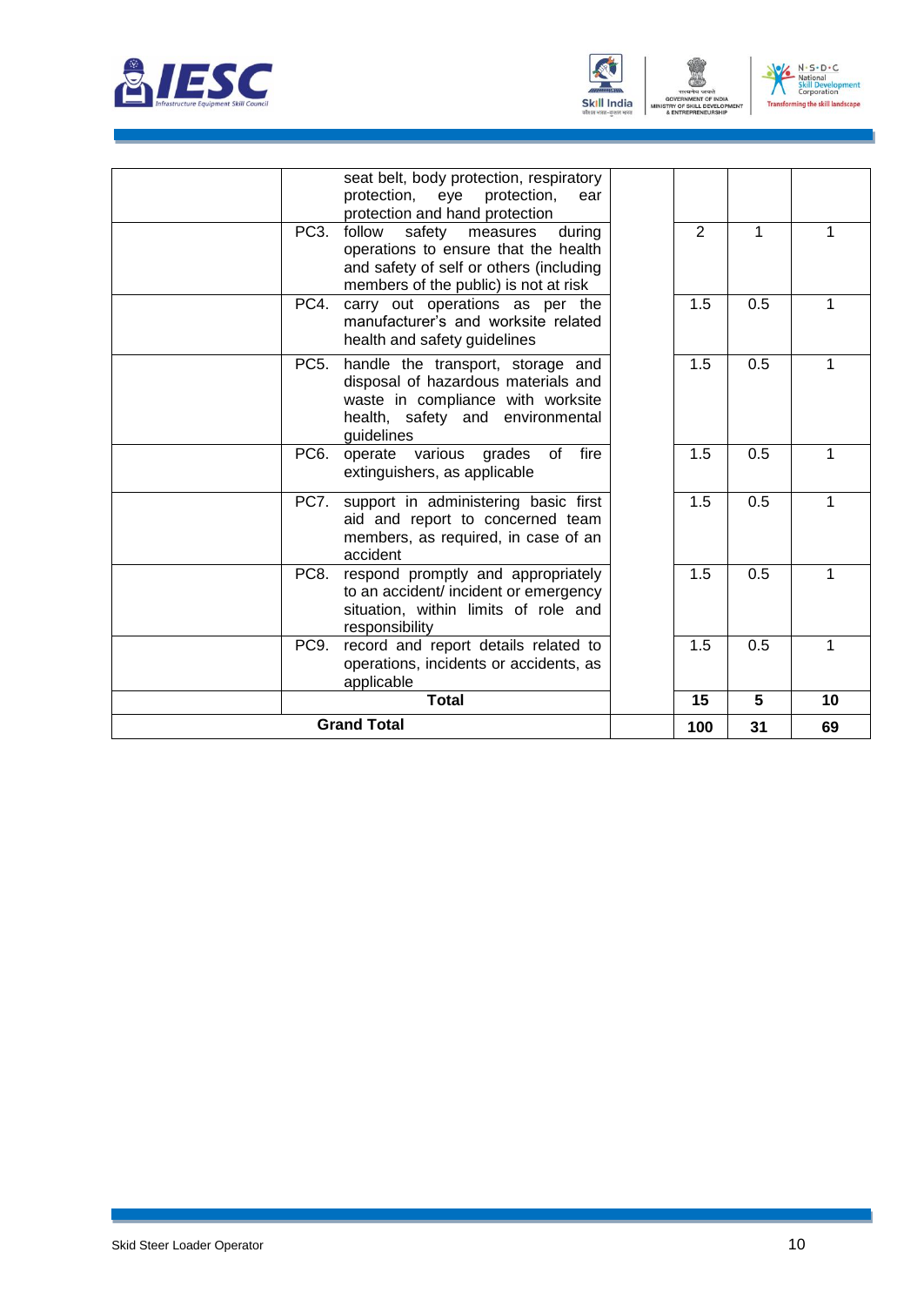| | | | | | |
|---|---|---|---|---|---|
| | seat belt, body protection, respiratory protection, eye protection, ear protection and hand protection | | | | |
| | PC3. follow safety measures during operations to ensure that the health and safety of self or others (including members of the public) is not at risk | | 2 | 1 | 1 |
| | PC4. carry out operations as per the manufacturer's and worksite related health and safety guidelines | | 1.5 | 0.5 | 1 |
| | PC5. handle the transport, storage and disposal of hazardous materials and waste in compliance with worksite health, safety and environmental guidelines | | 1.5 | 0.5 | 1 |
| | PC6. operate various grades of fire extinguishers, as applicable | | 1.5 | 0.5 | 1 |
| | PC7. support in administering basic first aid and report to concerned team members, as required, in case of an accident | | 1.5 | 0.5 | 1 |
| | PC8. respond promptly and appropriately to an accident/ incident or emergency situation, within limits of role and responsibility | | 1.5 | 0.5 | 1 |
| | PC9. record and report details related to operations, incidents or accidents, as applicable | | 1.5 | 0.5 | 1 |
| | **Total** | | **15** | **5** | **10** |
| **Grand Total** | | | **100** | **31** | **69** |